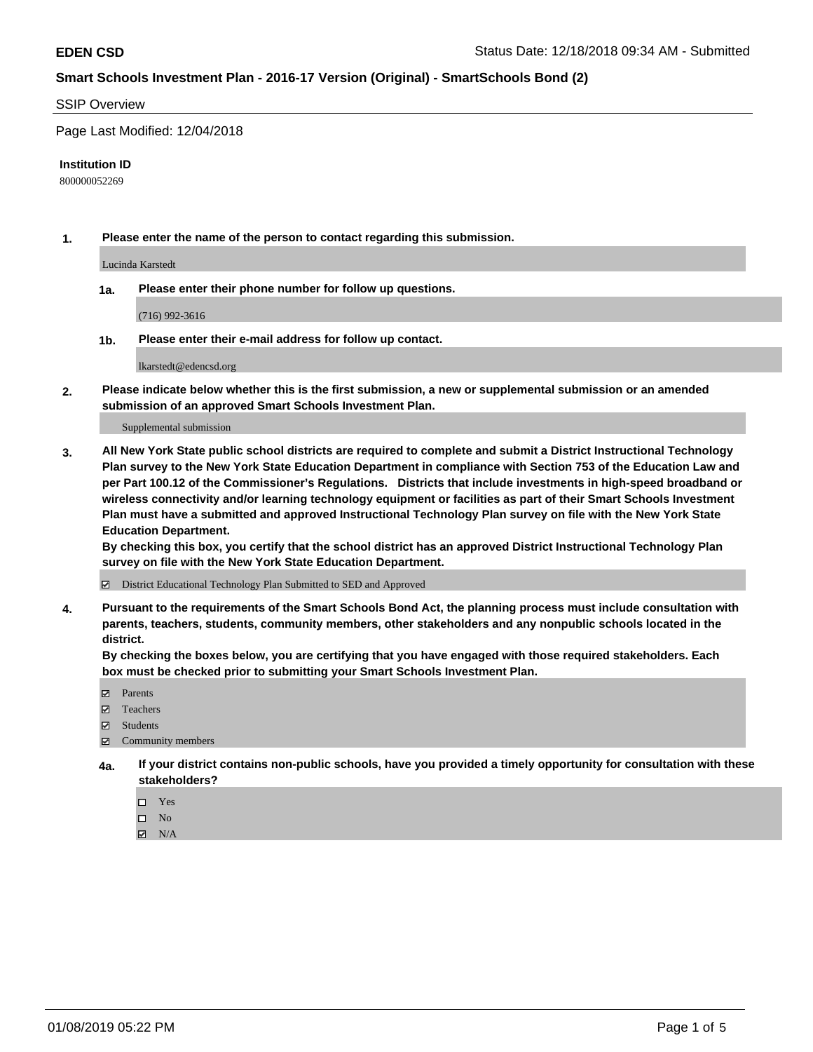**EDEN CSD** Status Date: 12/18/2018 09:34 AM - Submitted

**Smart Schools Investment Plan - 2016-17 Version (Original) - SmartSchools Bond (2)**

SSIP Overview

Page Last Modified: 12/04/2018

**Institution ID**

800000052269

**1. Please enter the name of the person to contact regarding this submission.**

Lucinda Karstedt

**1a. Please enter their phone number for follow up questions.**

(716) 992-3616

**1b. Please enter their e-mail address for follow up contact.**

lkarstedt@edencsd.org

**2. Please indicate below whether this is the first submission, a new or supplemental submission or an amended submission of an approved Smart Schools Investment Plan.**

Supplemental submission

**3. All New York State public school districts are required to complete and submit a District Instructional Technology Plan survey to the New York State Education Department in compliance with Section 753 of the Education Law and per Part 100.12 of the Commissioner's Regulations. Districts that include investments in high-speed broadband or wireless connectivity and/or learning technology equipment or facilities as part of their Smart Schools Investment Plan must have a submitted and approved Instructional Technology Plan survey on file with the New York State Education Department.**
**By checking this box, you certify that the school district has an approved District Instructional Technology Plan survey on file with the New York State Education Department.**

- [x] District Educational Technology Plan Submitted to SED and Approved

**4. Pursuant to the requirements of the Smart Schools Bond Act, the planning process must include consultation with parents, teachers, students, community members, other stakeholders and any nonpublic schools located in the district.**
**By checking the boxes below, you are certifying that you have engaged with those required stakeholders. Each box must be checked prior to submitting your Smart Schools Investment Plan.**

- [x] Parents
- [x] Teachers
- [x] Students
- [x] Community members

**4a. If your district contains non-public schools, have you provided a timely opportunity for consultation with these stakeholders?**

- [ ] Yes
- [ ] No
- [x] N/A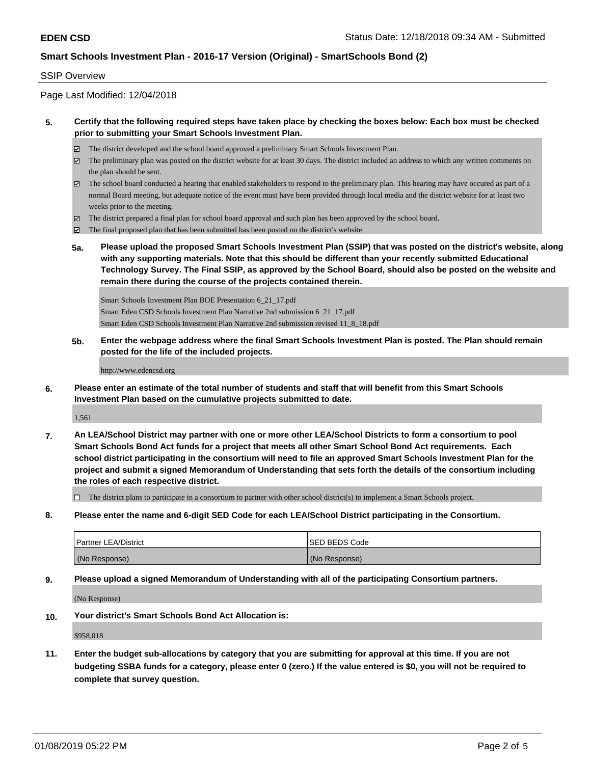**EDEN CSD** Status Date: 12/18/2018 09:34 AM - Submitted

**Smart Schools Investment Plan - 2016-17 Version (Original) - SmartSchools Bond (2)**

SSIP Overview

Page Last Modified: 12/04/2018

**5. Certify that the following required steps have taken place by checking the boxes below: Each box must be checked prior to submitting your Smart Schools Investment Plan.**

- ☑ The district developed and the school board approved a preliminary Smart Schools Investment Plan.
- ☑ The preliminary plan was posted on the district website for at least 30 days. The district included an address to which any written comments on the plan should be sent.
- ☑ The school board conducted a hearing that enabled stakeholders to respond to the preliminary plan. This hearing may have occured as part of a normal Board meeting, but adequate notice of the event must have been provided through local media and the district website for at least two weeks prior to the meeting.
- ☑ The district prepared a final plan for school board approval and such plan has been approved by the school board.
- ☑ The final proposed plan that has been submitted has been posted on the district's website.

**5a. Please upload the proposed Smart Schools Investment Plan (SSIP) that was posted on the district's website, along with any supporting materials. Note that this should be different than your recently submitted Educational Technology Survey. The Final SSIP, as approved by the School Board, should also be posted on the website and remain there during the course of the projects contained therein.**

Smart Schools Investment Plan BOE Presentation 6_21_17.pdf
Smart Eden CSD Schools Investment Plan Narrative 2nd submission 6_21_17.pdf
Smart Eden CSD Schools Investment Plan Narrative 2nd submission revised 11_8_18.pdf

**5b. Enter the webpage address where the final Smart Schools Investment Plan is posted. The Plan should remain posted for the life of the included projects.**

http://www.edencsd.org

**6. Please enter an estimate of the total number of students and staff that will benefit from this Smart Schools Investment Plan based on the cumulative projects submitted to date.**

1,561

**7. An LEA/School District may partner with one or more other LEA/School Districts to form a consortium to pool Smart Schools Bond Act funds for a project that meets all other Smart School Bond Act requirements. Each school district participating in the consortium will need to file an approved Smart Schools Investment Plan for the project and submit a signed Memorandum of Understanding that sets forth the details of the consortium including the roles of each respective district.**

- ☐ The district plans to participate in a consortium to partner with other school district(s) to implement a Smart Schools project.

**8. Please enter the name and 6-digit SED Code for each LEA/School District participating in the Consortium.**

| Partner LEA/District | SED BEDS Code |
| --- | --- |
| (No Response) | (No Response) |

**9. Please upload a signed Memorandum of Understanding with all of the participating Consortium partners.**

(No Response)

**10. Your district's Smart Schools Bond Act Allocation is:**

$958,018

**11. Enter the budget sub-allocations by category that you are submitting for approval at this time. If you are not budgeting SSBA funds for a category, please enter 0 (zero.) If the value entered is $0, you will not be required to complete that survey question.**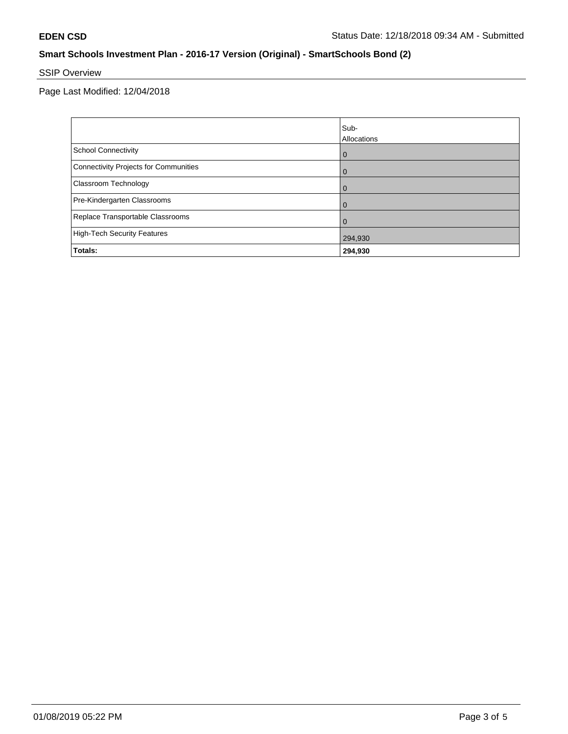**EDEN CSD** Status Date: 12/18/2018 09:34 AM - Submitted

## Smart Schools Investment Plan - 2016-17 Version (Original) - SmartSchools Bond (2)

SSIP Overview

Page Last Modified: 12/04/2018

| | Sub-Allocations |
|---|---|
| School Connectivity | 0 |
| Connectivity Projects for Communities | 0 |
| Classroom Technology | 0 |
| Pre-Kindergarten Classrooms | 0 |
| Replace Transportable Classrooms | 0 |
| High-Tech Security Features | 294,930 |
| **Totals:** | **294,930** |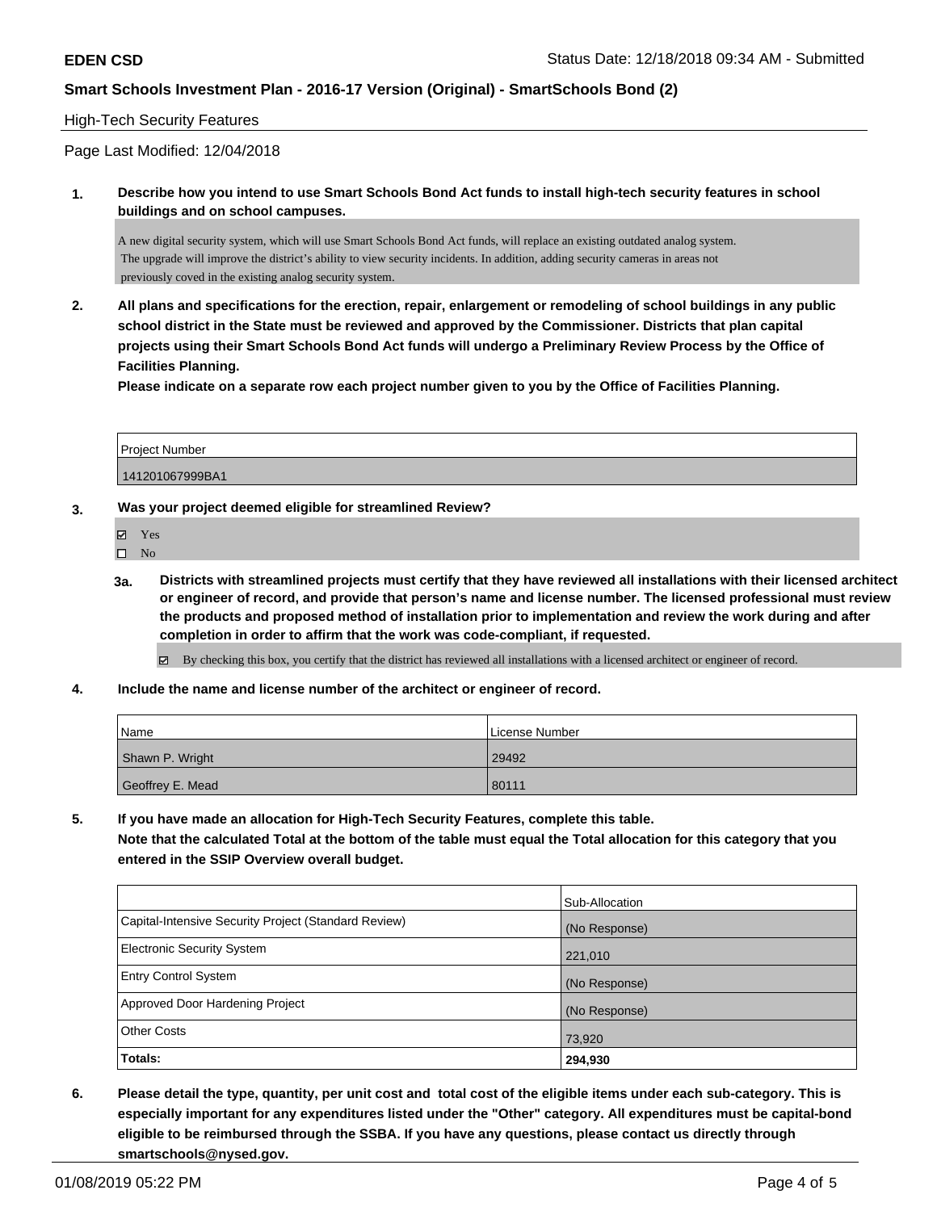**EDEN CSD** Status Date: 12/18/2018 09:34 AM - Submitted

**Smart Schools Investment Plan - 2016-17 Version (Original) - SmartSchools Bond (2)**

High-Tech Security Features

Page Last Modified: 12/04/2018

**1. Describe how you intend to use Smart Schools Bond Act funds to install high-tech security features in school buildings and on school campuses.**

A new digital security system, which will use Smart Schools Bond Act funds, will replace an existing outdated analog system. The upgrade will improve the district's ability to view security incidents. In addition, adding security cameras in areas not previously coved in the existing analog security system.

**2. All plans and specifications for the erection, repair, enlargement or remodeling of school buildings in any public school district in the State must be reviewed and approved by the Commissioner. Districts that plan capital projects using their Smart Schools Bond Act funds will undergo a Preliminary Review Process by the Office of Facilities Planning.**
**Please indicate on a separate row each project number given to you by the Office of Facilities Planning.**

| Project Number |
| --- |
| 141201067999BA1 |

**3. Was your project deemed eligible for streamlined Review?**

- ☑ Yes
- ☐ No

**3a. Districts with streamlined projects must certify that they have reviewed all installations with their licensed architect or engineer of record, and provide that person's name and license number. The licensed professional must review the products and proposed method of installation prior to implementation and review the work during and after completion in order to affirm that the work was code-compliant, if requested.**

☑ By checking this box, you certify that the district has reviewed all installations with a licensed architect or engineer of record.

**4. Include the name and license number of the architect or engineer of record.**

| Name | License Number |
| --- | --- |
| Shawn P. Wright | 29492 |
| Geoffrey E. Mead | 80111 |

**5. If you have made an allocation for High-Tech Security Features, complete this table.**
**Note that the calculated Total at the bottom of the table must equal the Total allocation for this category that you entered in the SSIP Overview overall budget.**

| | Sub-Allocation |
| --- | --- |
| Capital-Intensive Security Project (Standard Review) | (No Response) |
| Electronic Security System | 221,010 |
| Entry Control System | (No Response) |
| Approved Door Hardening Project | (No Response) |
| Other Costs | 73,920 |
| **Totals:** | **294,930** |

**6. Please detail the type, quantity, per unit cost and total cost of the eligible items under each sub-category. This is especially important for any expenditures listed under the "Other" category. All expenditures must be capital-bond eligible to be reimbursed through the SSBA. If you have any questions, please contact us directly through smartschools@nysed.gov.**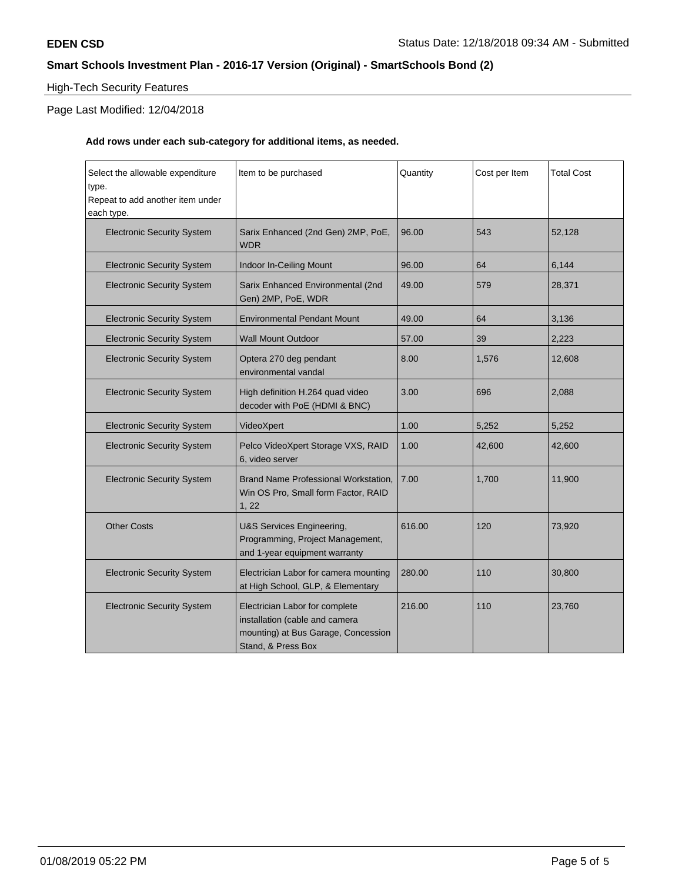**EDEN CSD** Status Date: 12/18/2018 09:34 AM - Submitted

## Smart Schools Investment Plan - 2016-17 Version (Original) - SmartSchools Bond (2)

### High-Tech Security Features

Page Last Modified: 12/04/2018

**Add rows under each sub-category for additional items, as needed.**

| Select the allowable expenditure type. Repeat to add another item under each type. | Item to be purchased | Quantity | Cost per Item | Total Cost |
|---|---|---|---|---|
| Electronic Security System | Sarix Enhanced (2nd Gen) 2MP, PoE, WDR | 96.00 | 543 | 52,128 |
| Electronic Security System | Indoor In-Ceiling Mount | 96.00 | 64 | 6,144 |
| Electronic Security System | Sarix Enhanced Environmental (2nd Gen) 2MP, PoE, WDR | 49.00 | 579 | 28,371 |
| Electronic Security System | Environmental Pendant Mount | 49.00 | 64 | 3,136 |
| Electronic Security System | Wall Mount Outdoor | 57.00 | 39 | 2,223 |
| Electronic Security System | Optera 270 deg pendant environmental vandal | 8.00 | 1,576 | 12,608 |
| Electronic Security System | High definition H.264 quad video decoder with PoE (HDMI & BNC) | 3.00 | 696 | 2,088 |
| Electronic Security System | VideoXpert | 1.00 | 5,252 | 5,252 |
| Electronic Security System | Pelco VideoXpert Storage VXS, RAID 6, video server | 1.00 | 42,600 | 42,600 |
| Electronic Security System | Brand Name Professional Workstation, Win OS Pro, Small form Factor, RAID 1, 22 | 7.00 | 1,700 | 11,900 |
| Other Costs | U&S Services Engineering, Programming, Project Management, and 1-year equipment warranty | 616.00 | 120 | 73,920 |
| Electronic Security System | Electrician Labor for camera mounting at High School, GLP, & Elementary | 280.00 | 110 | 30,800 |
| Electronic Security System | Electrician Labor for complete installation (cable and camera mounting) at Bus Garage, Concession Stand, & Press Box | 216.00 | 110 | 23,760 |

01/08/2019 05:22 PM